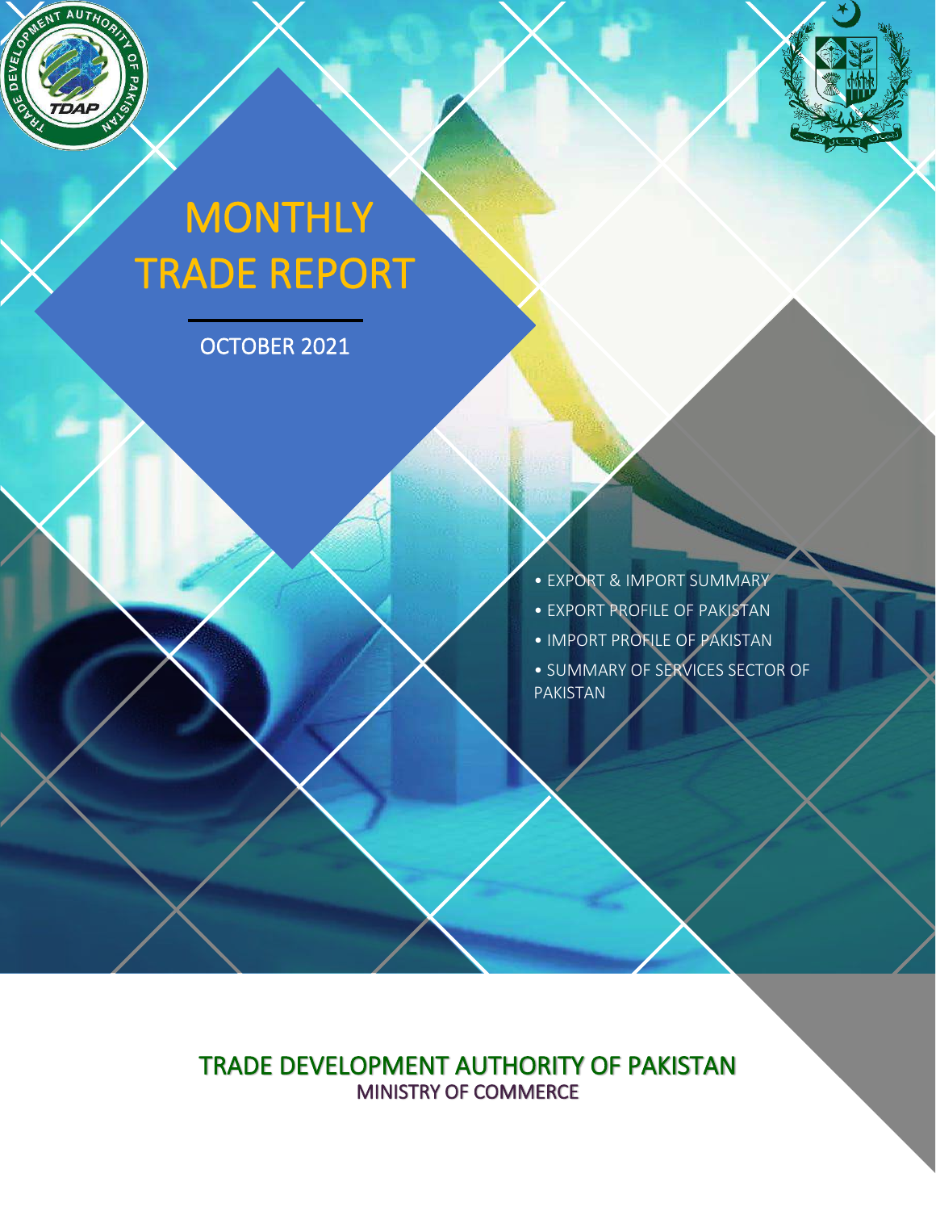# MONTHLY TRADE REPORT

OCTOBER 2021

- EXPORT & IMPORT SUMMARY
- EXPORT PROFILE OF PAKISTAN
- IMPORT PROFILE OF PAKISTAN
- SUMMARY OF SERVICES SECTOR OF PAKISTAN

TRADE DEVELOPMENT AUTHORITY OF PAKISTAN

MINISTRY OF COMMERCE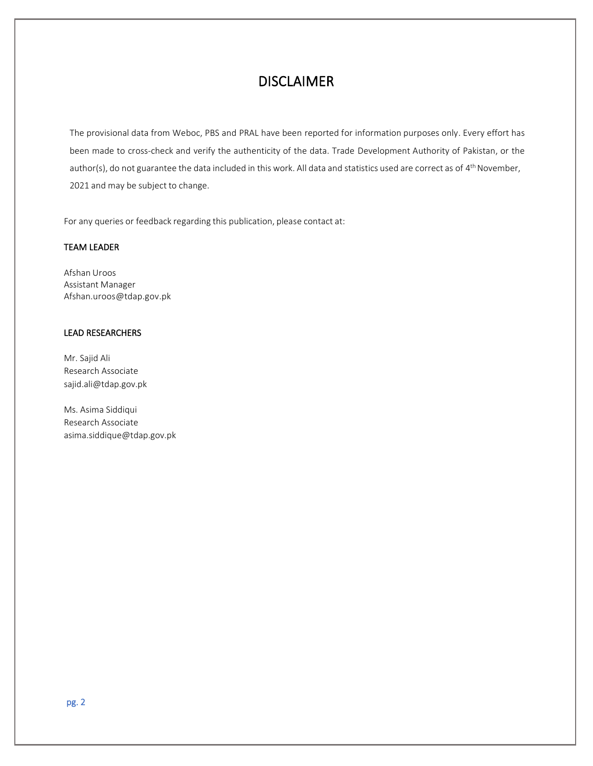# DISCLAIMER

The provisional data from Weboc, PBS and PRAL have been reported for information purposes only. Every effort has been made to cross-check and verify the authenticity of the data. Trade Development Authority of Pakistan, or the author(s), do not guarantee the data included in this work. All data and statistics used are correct as of 4th November, 2021 and may be subject to change.

For any queries or feedback regarding this publication, please contact at:

**TEAM LEADER**

Afshan Uroos
Assistant Manager
Afshan.uroos@tdap.gov.pk

**LEAD RESEARCHERS**

Mr. Sajid Ali
Research Associate
sajid.ali@tdap.gov.pk

Ms. Asima Siddiqui
Research Associate
asima.siddique@tdap.gov.pk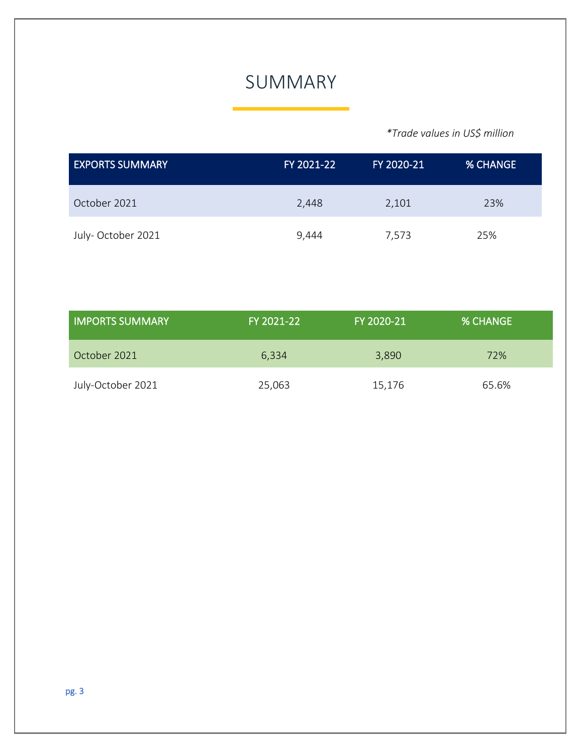# SUMMARY

*\*Trade values in US$ million*

| EXPORTS SUMMARY | FY 2021-22 | FY 2020-21 | % CHANGE |
|---|---|---|---|
| October 2021 | 2,448 | 2,101 | 23% |
| July- October 2021 | 9,444 | 7,573 | 25% |

| IMPORTS SUMMARY | FY 2021-22 | FY 2020-21 | % CHANGE |
|---|---|---|---|
| October 2021 | 6,334 | 3,890 | 72% |
| July-October 2021 | 25,063 | 15,176 | 65.6% |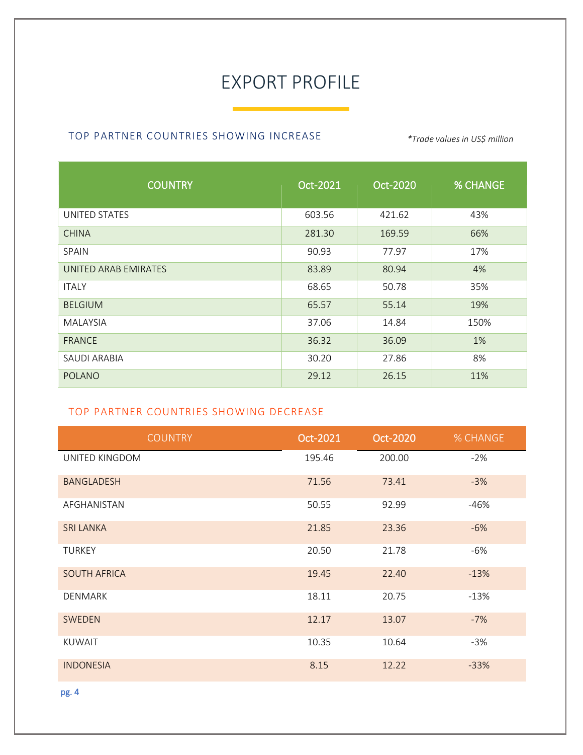# EXPORT PROFILE

## TOP PARTNER COUNTRIES SHOWING INCREASE

*\*Trade values in US$ million*

| COUNTRY | Oct-2021 | Oct-2020 | % CHANGE |
|---|---|---|---|
| UNITED STATES | 603.56 | 421.62 | 43% |
| CHINA | 281.30 | 169.59 | 66% |
| SPAIN | 90.93 | 77.97 | 17% |
| UNITED ARAB EMIRATES | 83.89 | 80.94 | 4% |
| ITALY | 68.65 | 50.78 | 35% |
| BELGIUM | 65.57 | 55.14 | 19% |
| MALAYSIA | 37.06 | 14.84 | 150% |
| FRANCE | 36.32 | 36.09 | 1% |
| SAUDI ARABIA | 30.20 | 27.86 | 8% |
| POLANO | 29.12 | 26.15 | 11% |

## TOP PARTNER COUNTRIES SHOWING DECREASE

| COUNTRY | Oct-2021 | Oct-2020 | % CHANGE |
|---|---|---|---|
| UNITED KINGDOM | 195.46 | 200.00 | -2% |
| BANGLADESH | 71.56 | 73.41 | -3% |
| AFGHANISTAN | 50.55 | 92.99 | -46% |
| SRI LANKA | 21.85 | 23.36 | -6% |
| TURKEY | 20.50 | 21.78 | -6% |
| SOUTH AFRICA | 19.45 | 22.40 | -13% |
| DENMARK | 18.11 | 20.75 | -13% |
| SWEDEN | 12.17 | 13.07 | -7% |
| KUWAIT | 10.35 | 10.64 | -3% |
| INDONESIA | 8.15 | 12.22 | -33% |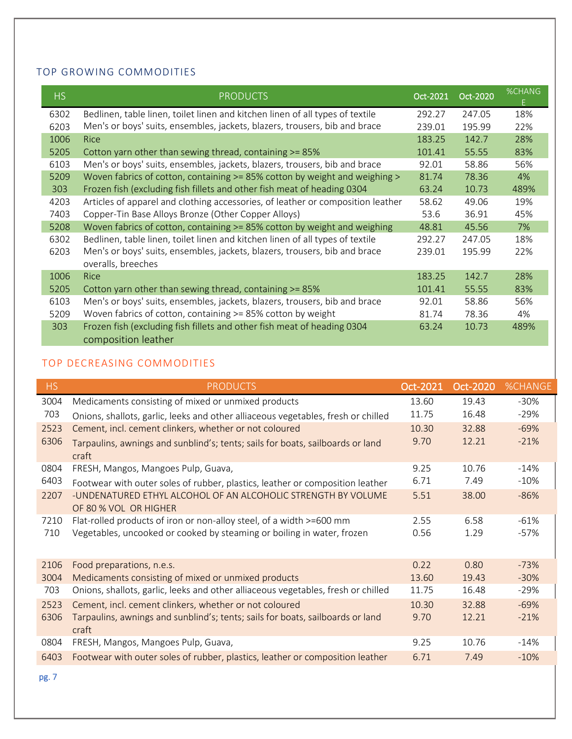## TOP GROWING COMMODITIES

| HS | PRODUCTS | Oct-2021 | Oct-2020 | %CHANGE |
|---|---|---|---|---|
| 6302 | Bedlinen, table linen, toilet linen and kitchen linen of all types of textile | 292.27 | 247.05 | 18% |
| 6203 | Men's or boys' suits, ensembles, jackets, blazers, trousers, bib and brace | 239.01 | 195.99 | 22% |
| 1006 | Rice | 183.25 | 142.7 | 28% |
| 5205 | Cotton yarn other than sewing thread, containing >= 85% | 101.41 | 55.55 | 83% |
| 6103 | Men's or boys' suits, ensembles, jackets, blazers, trousers, bib and brace | 92.01 | 58.86 | 56% |
| 5209 | Woven fabrics of cotton, containing >= 85% cotton by weight and weighing > | 81.74 | 78.36 | 4% |
| 303 | Frozen fish (excluding fish fillets and other fish meat of heading 0304 | 63.24 | 10.73 | 489% |
| 4203 | Articles of apparel and clothing accessories, of leather or composition leather | 58.62 | 49.06 | 19% |
| 7403 | Copper-Tin Base Alloys Bronze (Other Copper Alloys) | 53.6 | 36.91 | 45% |
| 5208 | Woven fabrics of cotton, containing >= 85% cotton by weight and weighing | 48.81 | 45.56 | 7% |
| 6302 | Bedlinen, table linen, toilet linen and kitchen linen of all types of textile | 292.27 | 247.05 | 18% |
| 6203 | Men's or boys' suits, ensembles, jackets, blazers, trousers, bib and brace overalls, breeches | 239.01 | 195.99 | 22% |
| 1006 | Rice | 183.25 | 142.7 | 28% |
| 5205 | Cotton yarn other than sewing thread, containing >= 85% | 101.41 | 55.55 | 83% |
| 6103 | Men's or boys' suits, ensembles, jackets, blazers, trousers, bib and brace | 92.01 | 58.86 | 56% |
| 5209 | Woven fabrics of cotton, containing >= 85% cotton by weight | 81.74 | 78.36 | 4% |
| 303 | Frozen fish (excluding fish fillets and other fish meat of heading 0304 composition leather | 63.24 | 10.73 | 489% |

## TOP DECREASING COMMODITIES

| HS | PRODUCTS | Oct-2021 | Oct-2020 | %CHANGE |
|---|---|---|---|---|
| 3004 | Medicaments consisting of mixed or unmixed products | 13.60 | 19.43 | -30% |
| 703 | Onions, shallots, garlic, leeks and other alliaceous vegetables, fresh or chilled | 11.75 | 16.48 | -29% |
| 2523 | Cement, incl. cement clinkers, whether or not coloured | 10.30 | 32.88 | -69% |
| 6306 | Tarpaulins, awnings and sunblind's; tents; sails for boats, sailboards or land craft | 9.70 | 12.21 | -21% |
| 0804 | FRESH, Mangos, Mangoes Pulp, Guava, | 9.25 | 10.76 | -14% |
| 6403 | Footwear with outer soles of rubber, plastics, leather or composition leather | 6.71 | 7.49 | -10% |
| 2207 | -UNDENATURED ETHYL ALCOHOL OF AN ALCOHOLIC STRENGTH BY VOLUME OF 80 % VOL OR HIGHER | 5.51 | 38.00 | -86% |
| 7210 | Flat-rolled products of iron or non-alloy steel, of a width >=600 mm | 2.55 | 6.58 | -61% |
| 710 | Vegetables, uncooked or cooked by steaming or boiling in water, frozen | 0.56 | 1.29 | -57% |
| 2106 | Food preparations, n.e.s. | 0.22 | 0.80 | -73% |
| 3004 | Medicaments consisting of mixed or unmixed products | 13.60 | 19.43 | -30% |
| 703 | Onions, shallots, garlic, leeks and other alliaceous vegetables, fresh or chilled | 11.75 | 16.48 | -29% |
| 2523 | Cement, incl. cement clinkers, whether or not coloured | 10.30 | 32.88 | -69% |
| 6306 | Tarpaulins, awnings and sunblind's; tents; sails for boats, sailboards or land craft | 9.70 | 12.21 | -21% |
| 0804 | FRESH, Mangos, Mangoes Pulp, Guava, | 9.25 | 10.76 | -14% |
| 6403 | Footwear with outer soles of rubber, plastics, leather or composition leather | 6.71 | 7.49 | -10% |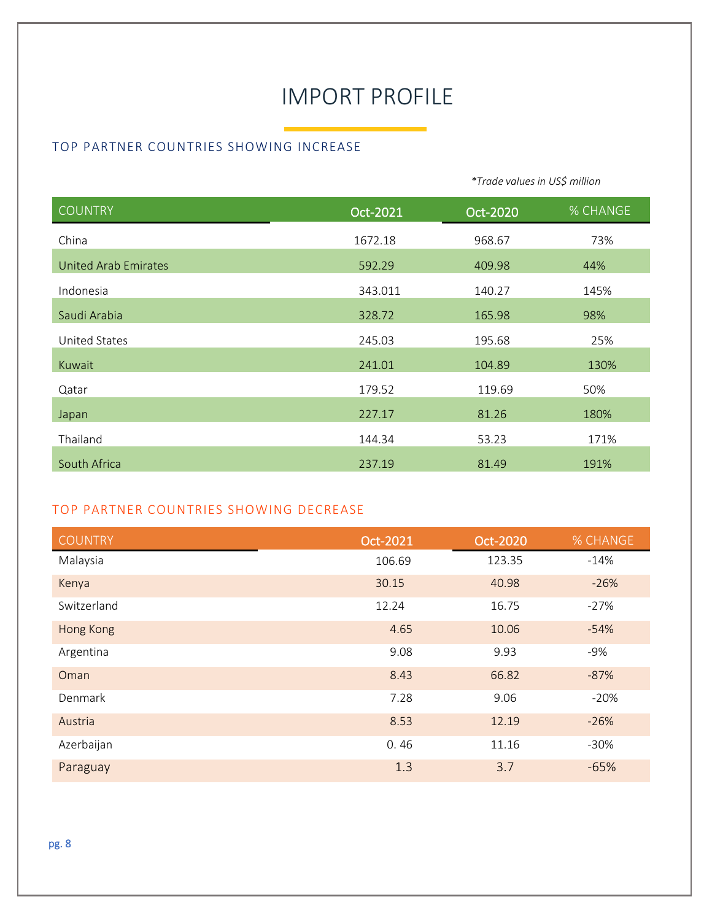# IMPORT PROFILE

## TOP PARTNER COUNTRIES SHOWING INCREASE

*\*Trade values in US$ million*

| COUNTRY | Oct-2021 | Oct-2020 | % CHANGE |
|---|---|---|---|
| China | 1672.18 | 968.67 | 73% |
| United Arab Emirates | 592.29 | 409.98 | 44% |
| Indonesia | 343.011 | 140.27 | 145% |
| Saudi Arabia | 328.72 | 165.98 | 98% |
| United States | 245.03 | 195.68 | 25% |
| Kuwait | 241.01 | 104.89 | 130% |
| Qatar | 179.52 | 119.69 | 50% |
| Japan | 227.17 | 81.26 | 180% |
| Thailand | 144.34 | 53.23 | 171% |
| South Africa | 237.19 | 81.49 | 191% |

## TOP PARTNER COUNTRIES SHOWING DECREASE

| COUNTRY | Oct-2021 | Oct-2020 | % CHANGE |
|---|---|---|---|
| Malaysia | 106.69 | 123.35 | -14% |
| Kenya | 30.15 | 40.98 | -26% |
| Switzerland | 12.24 | 16.75 | -27% |
| Hong Kong | 4.65 | 10.06 | -54% |
| Argentina | 9.08 | 9.93 | -9% |
| Oman | 8.43 | 66.82 | -87% |
| Denmark | 7.28 | 9.06 | -20% |
| Austria | 8.53 | 12.19 | -26% |
| Azerbaijan | 0. 46 | 11.16 | -30% |
| Paraguay | 1.3 | 3.7 | -65% |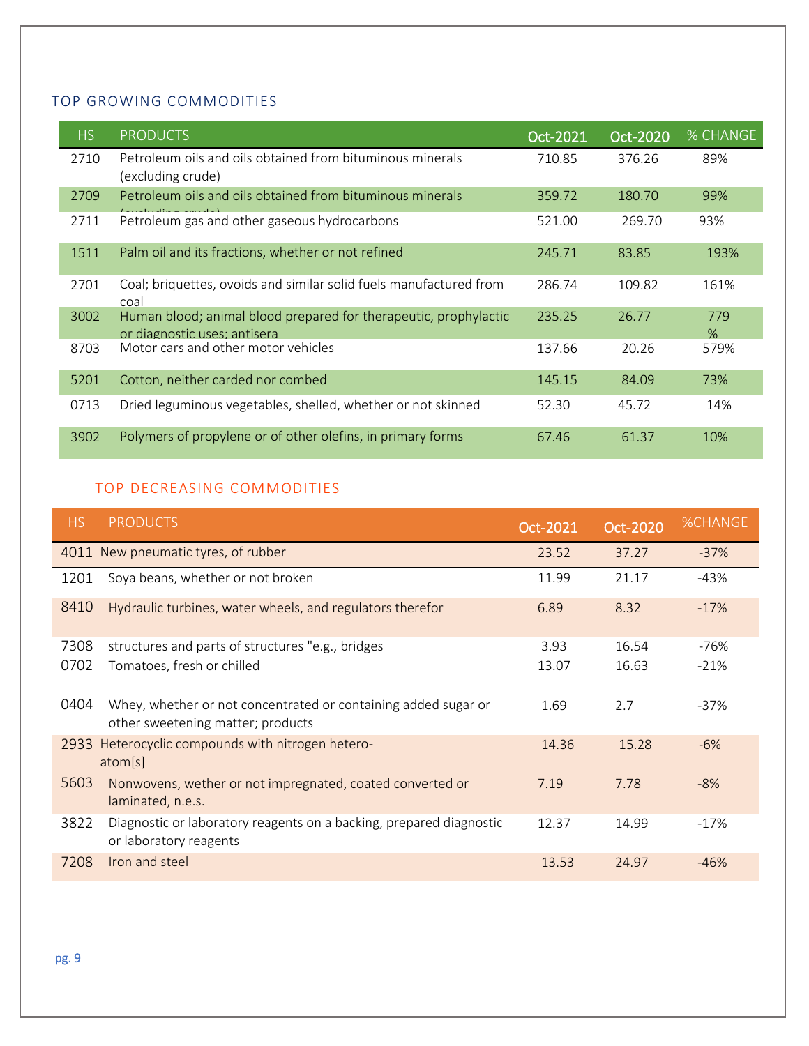## TOP GROWING COMMODITIES

| HS | PRODUCTS | Oct-2021 | Oct-2020 | % CHANGE |
|---|---|---|---|---|
| 2710 | Petroleum oils and oils obtained from bituminous minerals (excluding crude) | 710.85 | 376.26 | 89% |
| 2709 | Petroleum oils and oils obtained from bituminous minerals (excluding crude) | 359.72 | 180.70 | 99% |
| 2711 | Petroleum gas and other gaseous hydrocarbons | 521.00 | 269.70 | 93% |
| 1511 | Palm oil and its fractions, whether or not refined | 245.71 | 83.85 | 193% |
| 2701 | Coal; briquettes, ovoids and similar solid fuels manufactured from coal | 286.74 | 109.82 | 161% |
| 3002 | Human blood; animal blood prepared for therapeutic, prophylactic or diagnostic uses; antisera | 235.25 | 26.77 | 779 % |
| 8703 | Motor cars and other motor vehicles | 137.66 | 20.26 | 579% |
| 5201 | Cotton, neither carded nor combed | 145.15 | 84.09 | 73% |
| 0713 | Dried leguminous vegetables, shelled, whether or not skinned | 52.30 | 45.72 | 14% |
| 3902 | Polymers of propylene or of other olefins, in primary forms | 67.46 | 61.37 | 10% |

## TOP DECREASING COMMODITIES

| HS | PRODUCTS | Oct-2021 | Oct-2020 | %CHANGE |
|---|---|---|---|---|
| 4011 | New pneumatic tyres, of rubber | 23.52 | 37.27 | -37% |
| 1201 | Soya beans, whether or not broken | 11.99 | 21.17 | -43% |
| 8410 | Hydraulic turbines, water wheels, and regulators therefor | 6.89 | 8.32 | -17% |
| 7308 | structures and parts of structures "e.g., bridges | 3.93 | 16.54 | -76% |
| 0702 | Tomatoes, fresh or chilled | 13.07 | 16.63 | -21% |
| 0404 | Whey, whether or not concentrated or containing added sugar or other sweetening matter; products | 1.69 | 2.7 | -37% |
| 2933 | Heterocyclic compounds with nitrogen hetero-atom[s] | 14.36 | 15.28 | -6% |
| 5603 | Nonwovens, wether or not impregnated, coated converted or laminated, n.e.s. | 7.19 | 7.78 | -8% |
| 3822 | Diagnostic or laboratory reagents on a backing, prepared diagnostic or laboratory reagents | 12.37 | 14.99 | -17% |
| 7208 | Iron and steel | 13.53 | 24.97 | -46% |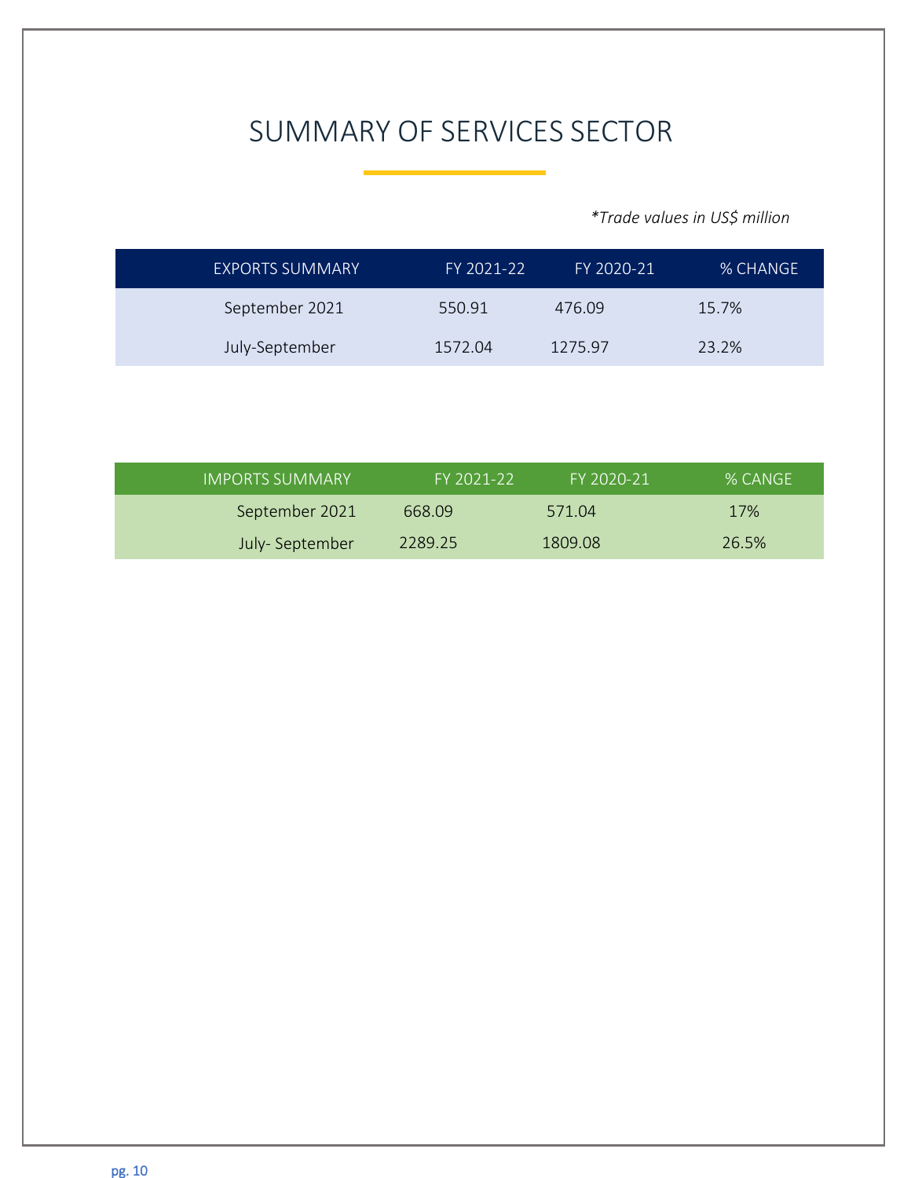# SUMMARY OF SERVICES SECTOR

*\*Trade values in US$ million*

| EXPORTS SUMMARY | FY 2021-22 | FY 2020-21 | % CHANGE |
| --- | --- | --- | --- |
| September 2021 | 550.91 | 476.09 | 15.7% |
| July-September | 1572.04 | 1275.97 | 23.2% |

| IMPORTS SUMMARY | FY 2021-22 | FY 2020-21 | % CANGE |
| --- | --- | --- | --- |
| September 2021 | 668.09 | 571.04 | 17% |
| July- September | 2289.25 | 1809.08 | 26.5% |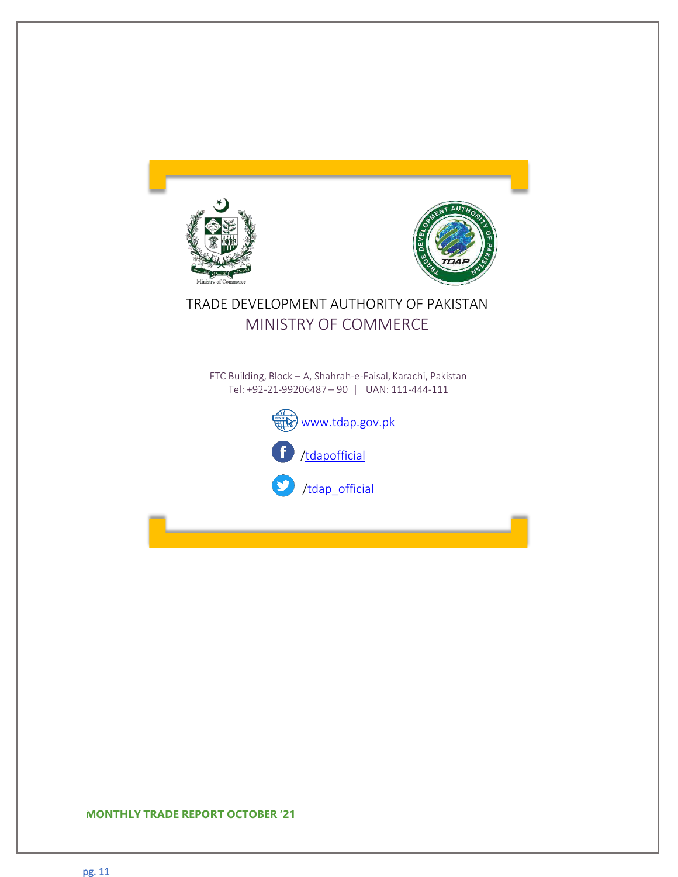TRADE DEVELOPMENT AUTHORITY OF PAKISTAN

MINISTRY OF COMMERCE

FTC Building, Block – A, Shahrah-e-Faisal, Karachi, Pakistan
Tel: +92-21-99206487 – 90 | UAN: 111-444-111

www.tdap.gov.pk

/tdapofficial

/tdap_official